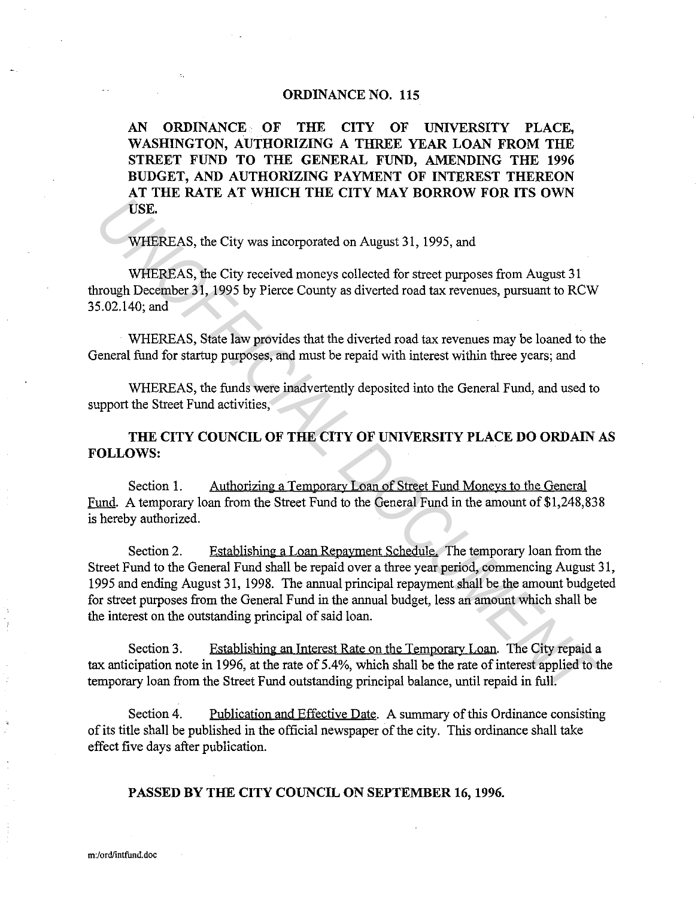# ORDINANCE NO. 115

**AN ORDINANCE OF THE CITY OF UNIVERSITY PLACE, WASHINGTON, AUTHORIZING A THREE YEAR LOAN FROM THE STREET FUND TO THE GENERAL FUND, AMENDING THE 1996 BUDGET, AND AUTHORIZING PAYMENT OF INTEREST THEREON AT THE RATE AT WHICH THE CITY MAY BORROW FOR ITS OWN USE.**

WHEREAS, the City was incorporated on August 31, 1995, and

WHEREAS, the City received moneys collected for street purposes from August 31 through December 31, 1995 by Pierce County as diverted road tax revenues, pursuant to RCW 35.02.140; and

WHEREAS, State law provides that the diverted road tax revenues may be loaned to the General fund for startup purposes, and must be repaid with interest within three years; and

WHEREAS, the funds were inadvertently deposited into the General Fund, and used to support the Street Fund activities,

**THE CITY COUNCIL OF THE CITY OF UNIVERSITY PLACE DO ORDAIN AS FOLLOWS:**

Section 1. Authorizing a Temporary Loan of Street Fund Moneys to the General Fund. A temporary loan from the Street Fund to the General Fund in the amount of $1,248,838 is hereby authorized.

Section 2. Establishing a Loan Repayment Schedule. The temporary loan from the Street Fund to the General Fund shall be repaid over a three year period, commencing August 31, 1995 and ending August 31, 1998. The annual principal repayment shall be the amount budgeted for street purposes from the General Fund in the annual budget, less an amount which shall be the interest on the outstanding principal of said loan.

Section 3. Establishing an Interest Rate on the Temporary Loan. The City repaid a tax anticipation note in 1996, at the rate of 5.4%, which shall be the rate of interest applied to the temporary loan from the Street Fund outstanding principal balance, until repaid in full.

Section 4. Publication and Effective Date. A summary of this Ordinance consisting of its title shall be published in the official newspaper of the city. This ordinance shall take effect five days after publication.

**PASSED BY THE CITY COUNCIL ON SEPTEMBER 16, 1996.**

m:/ord/intfund.doc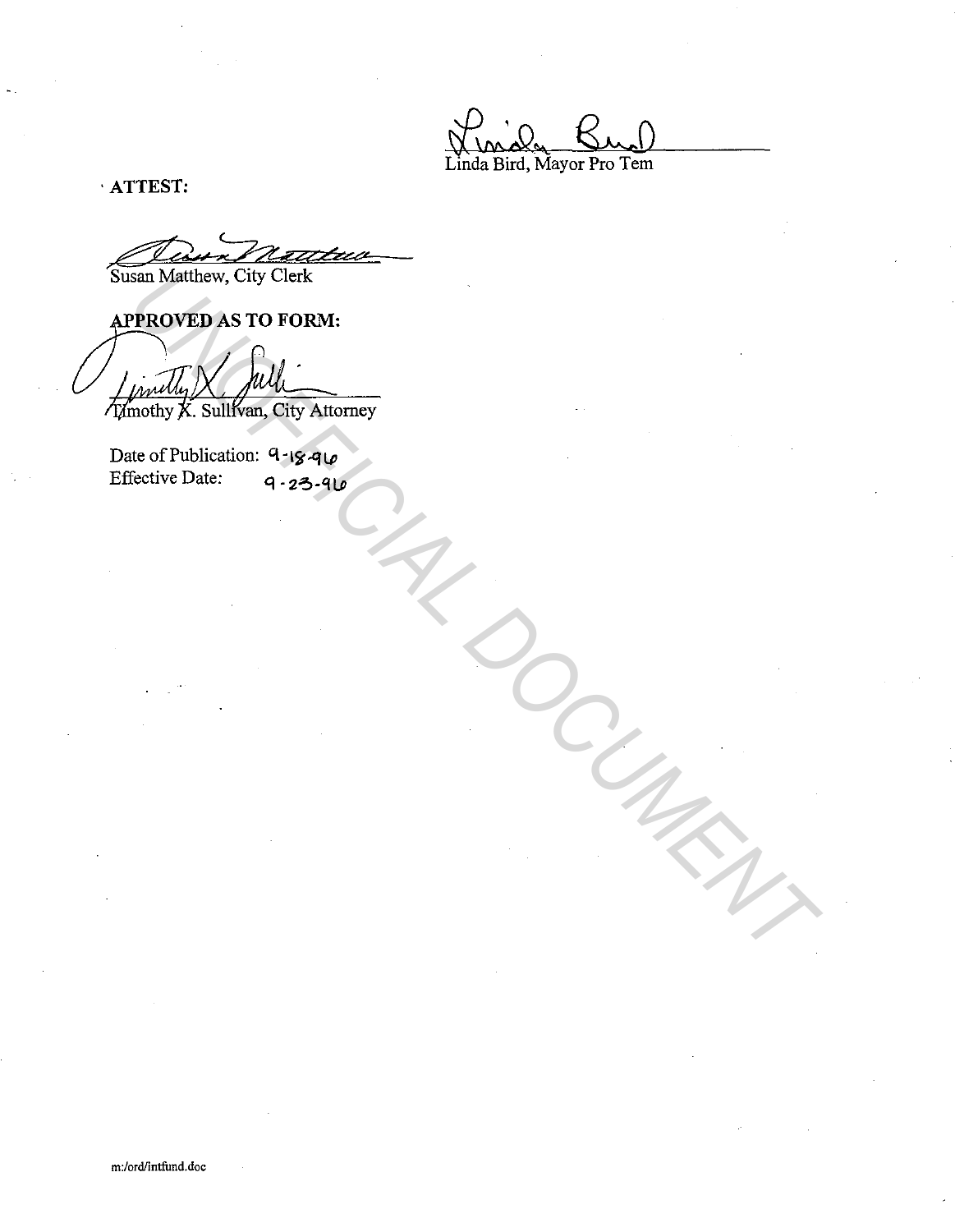Linda Bird, Mayor Pro Tem

**ATTEST:**

Susan Matthew, City Clerk

**APPROVED AS TO FORM:**

Timothy X. Sullivan, City Attorney

Date of Publication: 9-18-96
Effective Date: 9-23-96

UNOFFICIAL DOCUMENT

m:/ord/intfund.doc